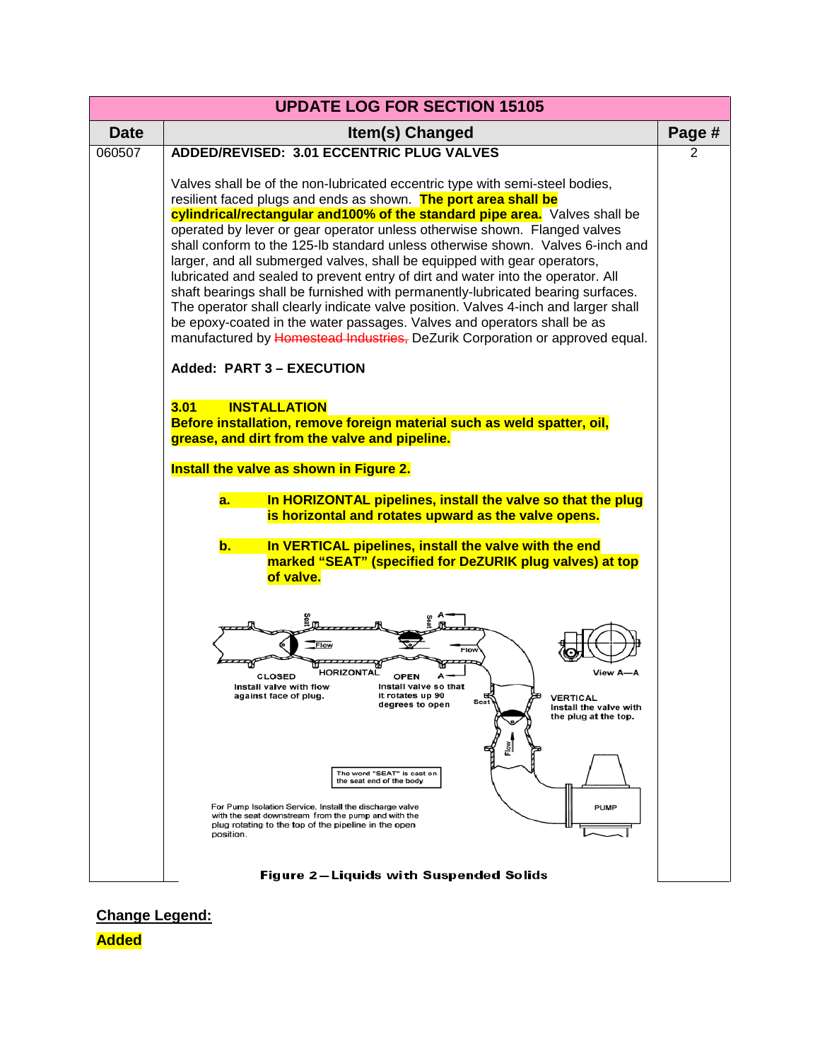| UPDATE LOG FOR SECTION 15105 | | |
|---|---|---|
| **Date** | **Item(s) Changed** | **Page #** |
| 060507 | **ADDED/REVISED: 3.01 ECCENTRIC PLUG VALVES**<br><br>Valves shall be of the non-lubricated eccentric type with semi-steel bodies, resilient faced plugs and ends as shown. **The port area shall be cylindrical/rectangular and100% of the standard pipe area.** Valves shall be operated by lever or gear operator unless otherwise shown. Flanged valves shall conform to the 125-lb standard unless otherwise shown. Valves 6-inch and larger, and all submerged valves, shall be equipped with gear operators, lubricated and sealed to prevent entry of dirt and water into the operator. All shaft bearings shall be furnished with permanently-lubricated bearing surfaces. The operator shall clearly indicate valve position. Valves 4-inch and larger shall be epoxy-coated in the water passages. Valves and operators shall be as manufactured by ~~Homestead Industries,~~ DeZurik Corporation or approved equal.<br><br>**Added: PART 3 – EXECUTION**<br><br>**3.01 INSTALLATION**<br>**Before installation, remove foreign material such as weld spatter, oil, grease, and dirt from the valve and pipeline.**<br><br>**Install the valve as shown in Figure 2.**<br><br>**a. In HORIZONTAL pipelines, install the valve so that the plug is horizontal and rotates upward as the valve opens.**<br><br>**b. In VERTICAL pipelines, install the valve with the end marked "SEAT" (specified for DeZURIK plug valves) at top of valve.**<br><br>**Figure 2 – Liquids with Suspended Solids** | 2 |

**Change Legend:**

**Added**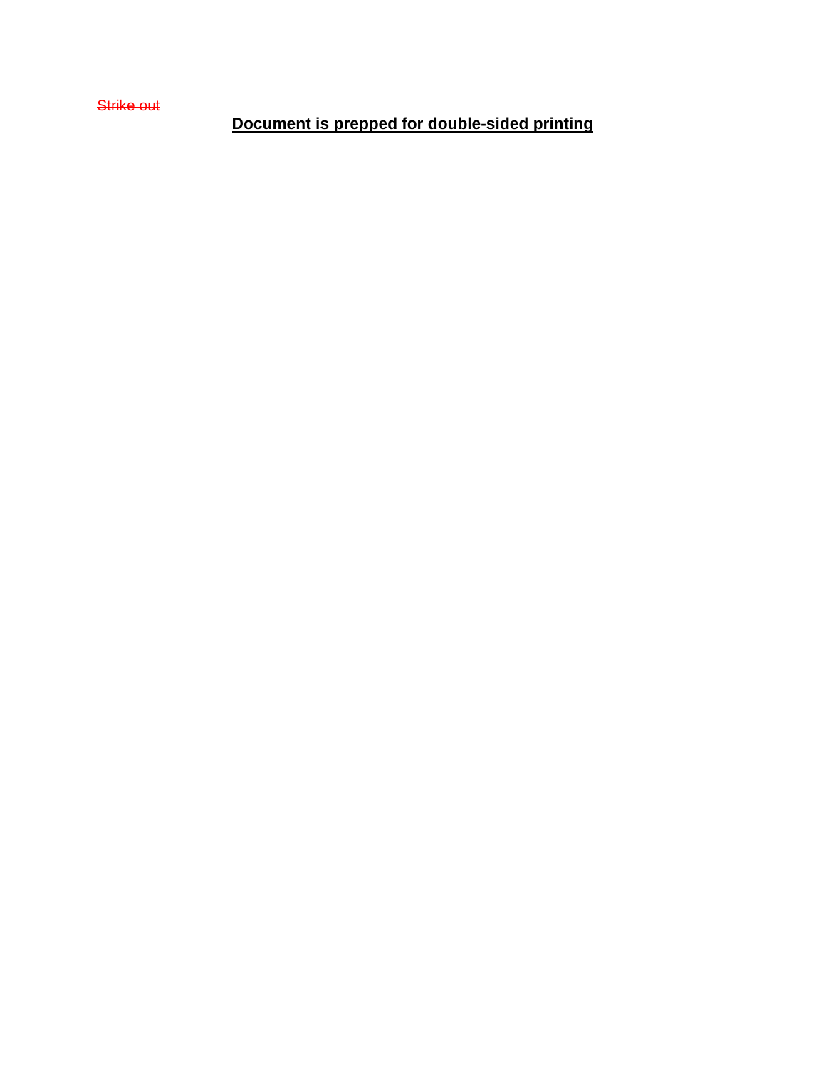~~Strike out~~

**<u>Document is prepped for double-sided printing</u>**